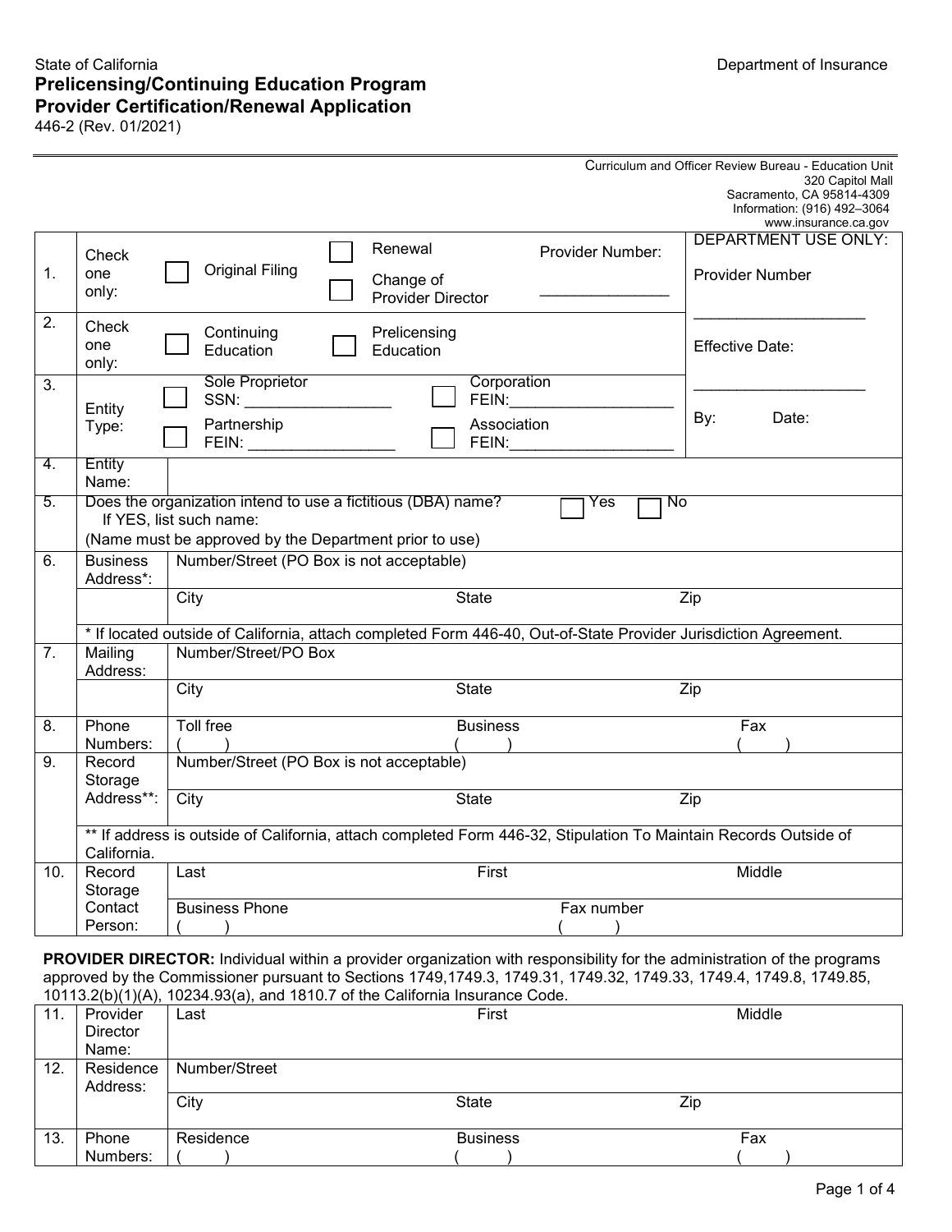State of California

Department of Insurance

# Prelicensing/Continuing Education Program Provider Certification/Renewal Application

446-2 (Rev. 01/2021)

Curriculum and Officer Review Bureau - Education Unit
320 Capitol Mall
Sacramento, CA 95814-4309
Information: (916) 492–3064
www.insurance.ca.gov

| | | | | |
|---|---|---|---|---|
| 1. | Check one only: | ☐ Original Filing ☐ Renewal ☐ Change of Provider Director | Provider Number: ______________ | DEPARTMENT USE ONLY: Provider Number ____________________ |
| 2. | Check one only: | ☐ Continuing Education ☐ Prelicensing Education | | Effective Date: ____________________ |
| 3. | Entity Type: | ☐ Sole Proprietor SSN: _________________ ☐ Partnership FEIN: _________________ | ☐ Corporation FEIN:___________________ ☐ Association FEIN:___________________ | By: Date: |
| 4. | Entity Name: | | | |
| 5. | Does the organization intend to use a fictitious (DBA) name? ☐ Yes ☐ No If YES, list such name: (Name must be approved by the Department prior to use) | | | |
| 6. | Business Address*: | Number/Street (PO Box is not acceptable) | | |
| | | City | State | Zip |
| | * If located outside of California, attach completed Form 446-40, Out-of-State Provider Jurisdiction Agreement. | | | |
| 7. | Mailing Address: | Number/Street/PO Box | | |
| | | City | State | Zip |
| 8. | Phone Numbers: | Toll free ( ) | Business ( ) | Fax ( ) |
| 9. | Record Storage Address**: | Number/Street (PO Box is not acceptable) | | |
| | | City | State | Zip |
| | ** If address is outside of California, attach completed Form 446-32, Stipulation To Maintain Records Outside of California. | | | |
| 10. | Record Storage Contact Person: | Last | First | Middle |
| | | Business Phone ( ) | Fax number ( ) | |

**PROVIDER DIRECTOR:** Individual within a provider organization with responsibility for the administration of the programs approved by the Commissioner pursuant to Sections 1749,1749.3, 1749.31, 1749.32, 1749.33, 1749.4, 1749.8, 1749.85, 10113.2(b)(1)(A), 10234.93(a), and 1810.7 of the California Insurance Code.

| | | | | |
|---|---|---|---|---|
| 11. | Provider Director Name: | Last | First | Middle |
| 12. | Residence Address: | Number/Street | | |
| | | City | State | Zip |
| 13. | Phone Numbers: | Residence ( ) | Business ( ) | Fax ( ) |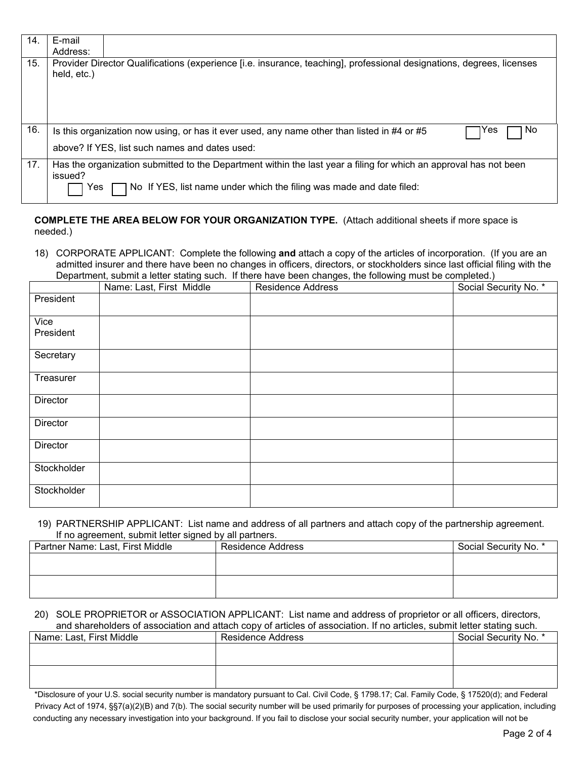| 14. | E-mail Address: | |
|---|---|---|
| 15. | Provider Director Qualifications (experience [i.e. insurance, teaching], professional designations, degrees, licenses held, etc.) | |
| 16. | Is this organization now using, or has it ever used, any name other than listed in #4 or #5 above? If YES, list such names and dates used: ☐ Yes ☐ No | |
| 17. | Has the organization submitted to the Department within the last year a filing for which an approval has not been issued? ☐ Yes ☐ No If YES, list name under which the filing was made and date filed: | |

**COMPLETE THE AREA BELOW FOR YOUR ORGANIZATION TYPE.** (Attach additional sheets if more space is needed.)

18) CORPORATE APPLICANT: Complete the following **and** attach a copy of the articles of incorporation. (If you are an admitted insurer and there have been no changes in officers, directors, or stockholders since last official filing with the Department, submit a letter stating such. If there have been changes, the following must be completed.)

| | Name: Last, First Middle | Residence Address | Social Security No. * |
|---|---|---|---|
| President | | | |
| Vice President | | | |
| Secretary | | | |
| Treasurer | | | |
| Director | | | |
| Director | | | |
| Director | | | |
| Stockholder | | | |
| Stockholder | | | |

19) PARTNERSHIP APPLICANT: List name and address of all partners and attach copy of the partnership agreement. If no agreement, submit letter signed by all partners.

| Partner Name: Last, First Middle | Residence Address | Social Security No. * |
|---|---|---|
| | | |
| | | |

20) SOLE PROPRIETOR or ASSOCIATION APPLICANT: List name and address of proprietor or all officers, directors, and shareholders of association and attach copy of articles of association. If no articles, submit letter stating such.

| Name: Last, First Middle | Residence Address | Social Security No. * |
|---|---|---|
| | | |
| | | |

*Disclosure of your U.S. social security number is mandatory pursuant to Cal. Civil Code, § 1798.17; Cal. Family Code, § 17520(d); and Federal Privacy Act of 1974, §§7(a)(2)(B) and 7(b). The social security number will be used primarily for purposes of processing your application, including conducting any necessary investigation into your background. If you fail to disclose your social security number, your application will not be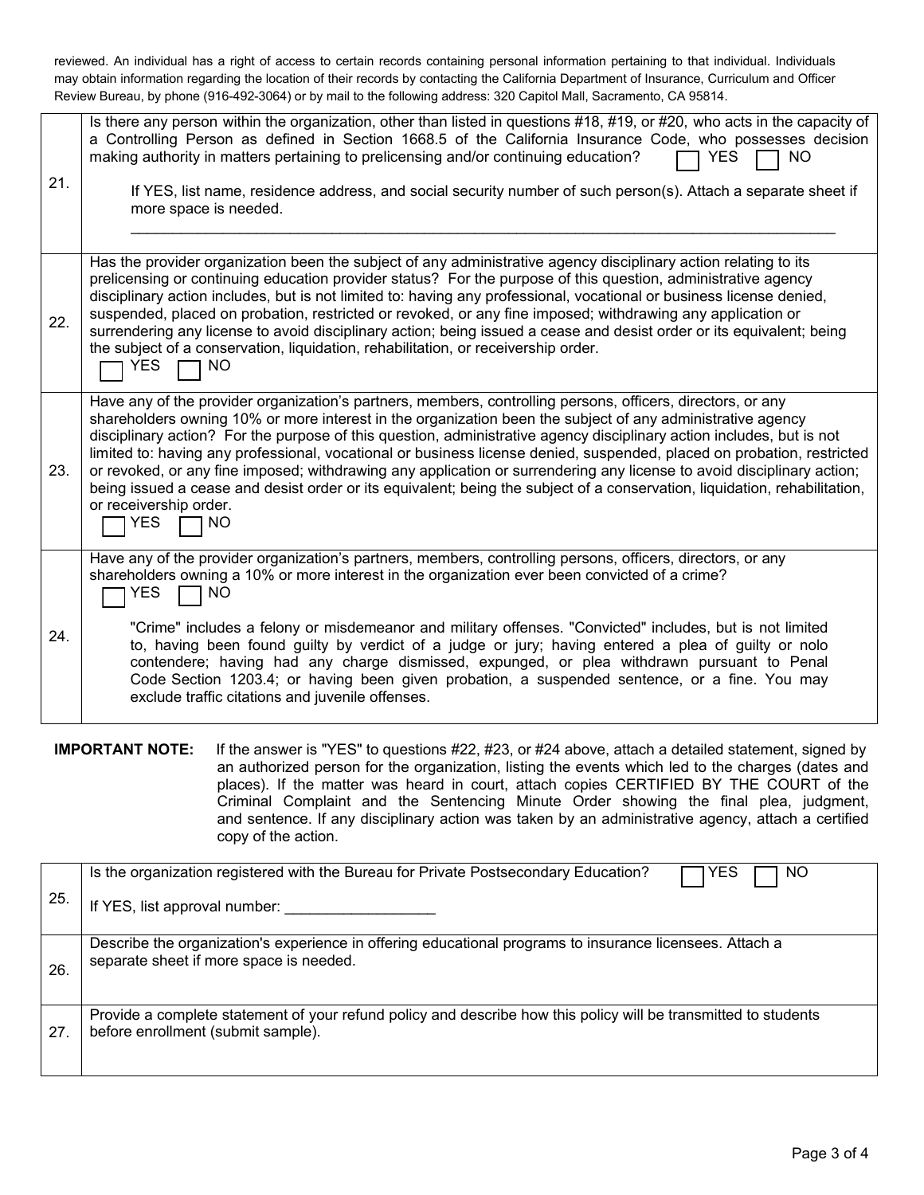reviewed. An individual has a right of access to certain records containing personal information pertaining to that individual. Individuals may obtain information regarding the location of their records by contacting the California Department of Insurance, Curriculum and Officer Review Bureau, by phone (916-492-3064) or by mail to the following address: 320 Capitol Mall, Sacramento, CA 95814.

| | |
|---|---|
| 21. | Is there any person within the organization, other than listed in questions #18, #19, or #20, who acts in the capacity of a Controlling Person as defined in Section 1668.5 of the California Insurance Code, who possesses decision making authority in matters pertaining to prelicensing and/or continuing education? ☐ YES ☐ NO<br><br>If YES, list name, residence address, and social security number of such person(s). Attach a separate sheet if more space is needed.<br><br>\_\_\_\_\_\_\_\_\_\_\_\_\_\_\_\_\_\_\_\_\_\_\_\_\_\_\_\_\_\_\_\_\_\_\_\_\_\_\_\_\_\_\_\_\_\_\_\_\_\_\_\_ |
| 22. | Has the provider organization been the subject of any administrative agency disciplinary action relating to its prelicensing or continuing education provider status? For the purpose of this question, administrative agency disciplinary action includes, but is not limited to: having any professional, vocational or business license denied, suspended, placed on probation, restricted or revoked, or any fine imposed; withdrawing any application or surrendering any license to avoid disciplinary action; being issued a cease and desist order or its equivalent; being the subject of a conservation, liquidation, rehabilitation, or receivership order.<br>☐ YES ☐ NO |
| 23. | Have any of the provider organization's partners, members, controlling persons, officers, directors, or any shareholders owning 10% or more interest in the organization been the subject of any administrative agency disciplinary action? For the purpose of this question, administrative agency disciplinary action includes, but is not limited to: having any professional, vocational or business license denied, suspended, placed on probation, restricted or revoked, or any fine imposed; withdrawing any application or surrendering any license to avoid disciplinary action; being issued a cease and desist order or its equivalent; being the subject of a conservation, liquidation, rehabilitation, or receivership order.<br>☐ YES ☐ NO |
| 24. | Have any of the provider organization's partners, members, controlling persons, officers, directors, or any shareholders owning a 10% or more interest in the organization ever been convicted of a crime?<br>☐ YES ☐ NO<br><br>"Crime" includes a felony or misdemeanor and military offenses. "Convicted" includes, but is not limited to, having been found guilty by verdict of a judge or jury; having entered a plea of guilty or nolo contendere; having had any charge dismissed, expunged, or plea withdrawn pursuant to Penal Code Section 1203.4; or having been given probation, a suspended sentence, or a fine. You may exclude traffic citations and juvenile offenses. |

**IMPORTANT NOTE:** If the answer is "YES" to questions #22, #23, or #24 above, attach a detailed statement, signed by an authorized person for the organization, listing the events which led to the charges (dates and places). If the matter was heard in court, attach copies CERTIFIED BY THE COURT of the Criminal Complaint and the Sentencing Minute Order showing the final plea, judgment, and sentence. If any disciplinary action was taken by an administrative agency, attach a certified copy of the action.

| | |
|---|---|
| 25. | Is the organization registered with the Bureau for Private Postsecondary Education? ☐ YES ☐ NO<br><br>If YES, list approval number: \_\_\_\_\_\_\_\_\_\_\_\_\_\_\_\_\_\_ |
| 26. | Describe the organization's experience in offering educational programs to insurance licensees. Attach a separate sheet if more space is needed. |
| 27. | Provide a complete statement of your refund policy and describe how this policy will be transmitted to students before enrollment (submit sample). |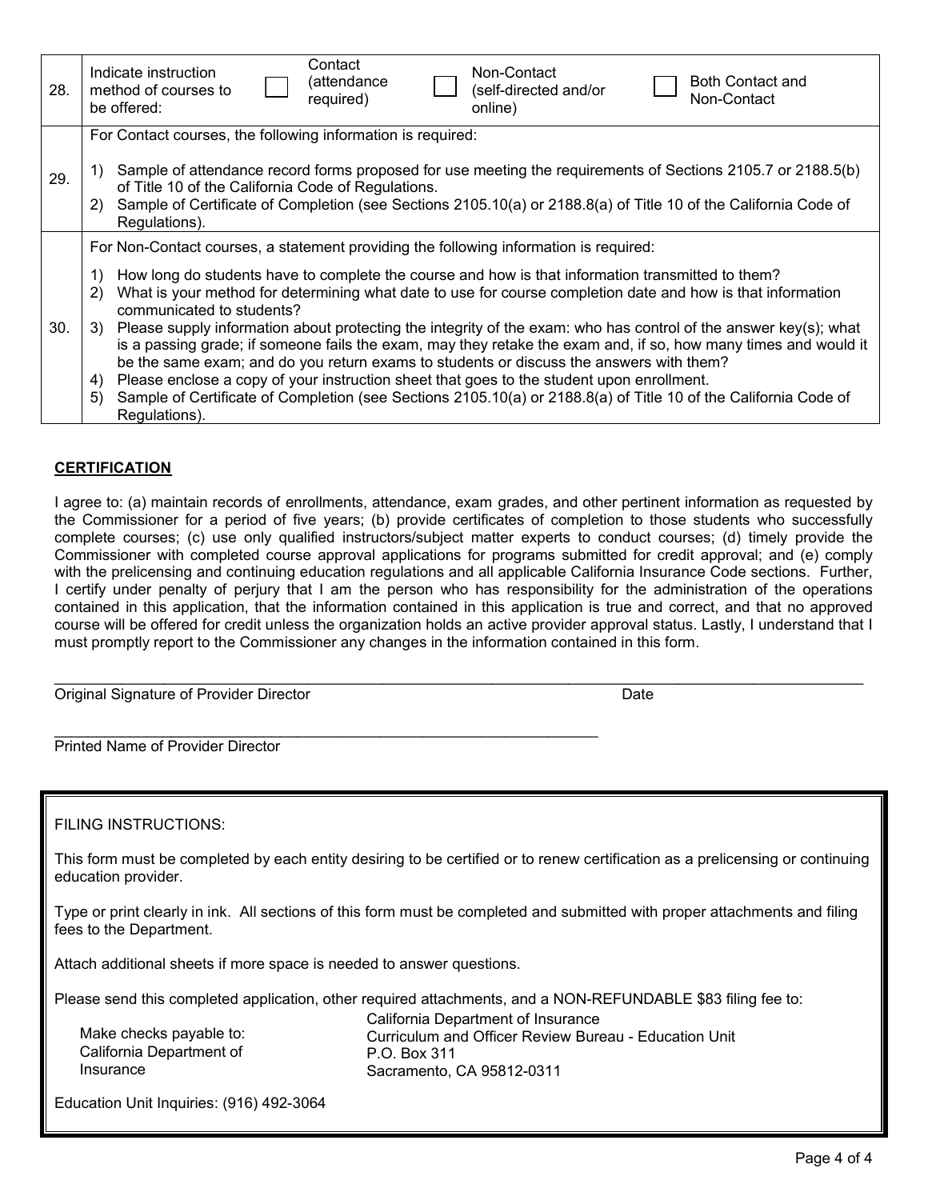| | |
|---|---|
| 28. | Indicate instruction method of courses to be offered: ☐ Contact (attendance required) ☐ Non-Contact (self-directed and/or online) ☐ Both Contact and Non-Contact |
| 29. | For Contact courses, the following information is required:<br><br>1) Sample of attendance record forms proposed for use meeting the requirements of Sections 2105.7 or 2188.5(b) of Title 10 of the California Code of Regulations.<br>2) Sample of Certificate of Completion (see Sections 2105.10(a) or 2188.8(a) of Title 10 of the California Code of Regulations). |
| 30. | For Non-Contact courses, a statement providing the following information is required:<br><br>1) How long do students have to complete the course and how is that information transmitted to them?<br>2) What is your method for determining what date to use for course completion date and how is that information communicated to students?<br>3) Please supply information about protecting the integrity of the exam: who has control of the answer key(s); what is a passing grade; if someone fails the exam, may they retake the exam and, if so, how many times and would it be the same exam; and do you return exams to students or discuss the answers with them?<br>4) Please enclose a copy of your instruction sheet that goes to the student upon enrollment.<br>5) Sample of Certificate of Completion (see Sections 2105.10(a) or 2188.8(a) of Title 10 of the California Code of Regulations). |

## CERTIFICATION

I agree to: (a) maintain records of enrollments, attendance, exam grades, and other pertinent information as requested by the Commissioner for a period of five years; (b) provide certificates of completion to those students who successfully complete courses; (c) use only qualified instructors/subject matter experts to conduct courses; (d) timely provide the Commissioner with completed course approval applications for programs submitted for credit approval; and (e) comply with the prelicensing and continuing education regulations and all applicable California Insurance Code sections. Further, I certify under penalty of perjury that I am the person who has responsibility for the administration of the operations contained in this application, that the information contained in this application is true and correct, and that no approved course will be offered for credit unless the organization holds an active provider approval status. Lastly, I understand that I must promptly report to the Commissioner any changes in the information contained in this form.

\_\_\_\_\_\_\_\_\_\_\_\_\_\_\_\_\_\_\_\_\_\_\_\_\_\_\_\_\_\_\_\_\_\_\_\_\_\_\_\_\_\_\_\_\_\_\_\_\_\_\_\_\_\_\_\_\_\_\_\_\_\_\_\_\_\_\_\_\_\_\_\_\_\_\_\_\_\_
Original Signature of Provider Director　　　　　　　　　　　　　　　　Date

\_\_\_\_\_\_\_\_\_\_\_\_\_\_\_\_\_\_\_\_\_\_\_\_\_\_\_\_\_\_\_\_\_\_\_\_\_\_\_\_\_\_\_\_\_\_\_\_\_\_\_\_\_\_\_
Printed Name of Provider Director

FILING INSTRUCTIONS:

This form must be completed by each entity desiring to be certified or to renew certification as a prelicensing or continuing education provider.

Type or print clearly in ink. All sections of this form must be completed and submitted with proper attachments and filing fees to the Department.

Attach additional sheets if more space is needed to answer questions.

Please send this completed application, other required attachments, and a NON-REFUNDABLE $83 filing fee to:

Make checks payable to:
California Department of Insurance

California Department of Insurance
Curriculum and Officer Review Bureau - Education Unit
P.O. Box 311
Sacramento, CA 95812-0311

Education Unit Inquiries: (916) 492-3064